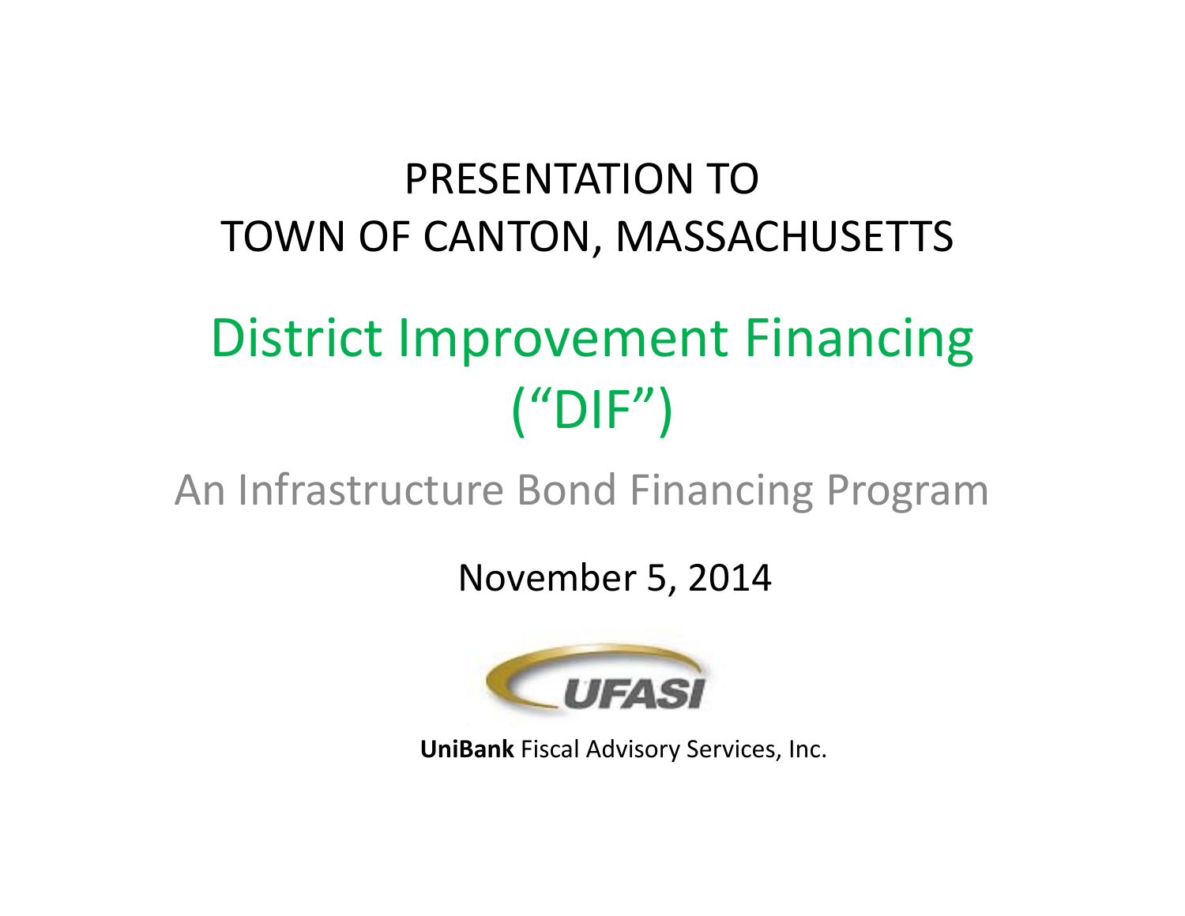# PRESENTATION TO TOWN OF CANTON, MASSACHUSETTS

# District Improvement Financing ("DIF")

## An Infrastructure Bond Financing Program

November 5, 2014

UFASI

**UniBank** Fiscal Advisory Services, Inc.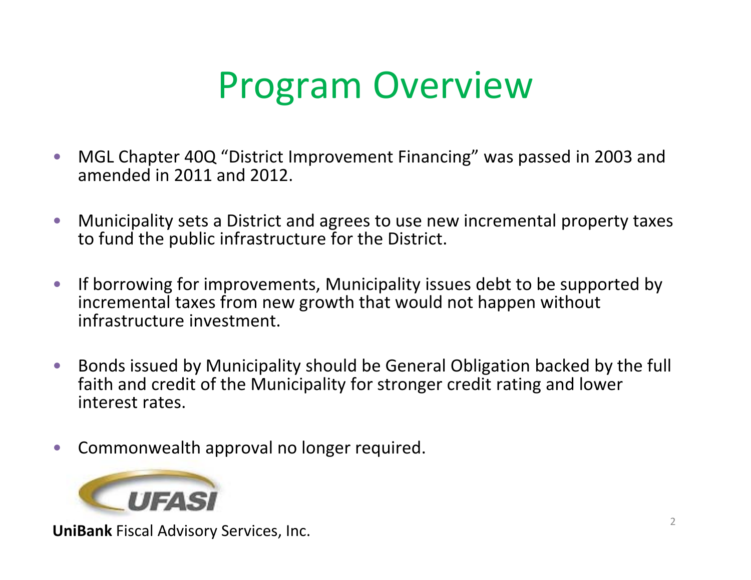# Program Overview

- MGL Chapter 40Q "District Improvement Financing" was passed in 2003 and amended in 2011 and 2012.
- Municipality sets a District and agrees to use new incremental property taxes to fund the public infrastructure for the District.
- If borrowing for improvements, Municipality issues debt to be supported by incremental taxes from new growth that would not happen without infrastructure investment.
- Bonds issued by Municipality should be General Obligation backed by the full faith and credit of the Municipality for stronger credit rating and lower interest rates.
- Commonwealth approval no longer required.

UFASI

**UniBank** Fiscal Advisory Services, Inc.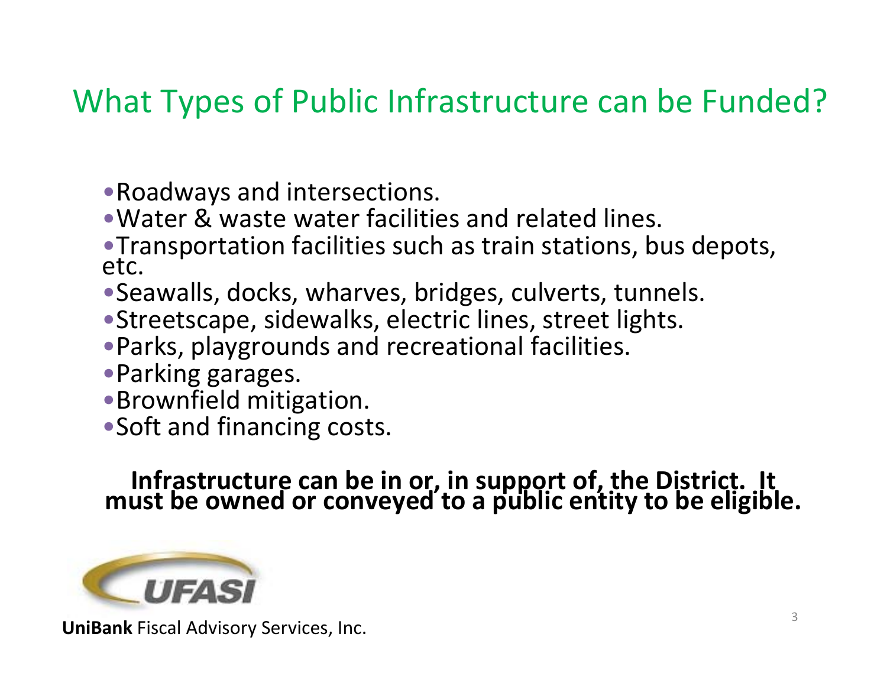# What Types of Public Infrastructure can be Funded?

- Roadways and intersections.
- Water & waste water facilities and related lines.
- Transportation facilities such as train stations, bus depots, etc.
- Seawalls, docks, wharves, bridges, culverts, tunnels.
- Streetscape, sidewalks, electric lines, street lights.
- Parks, playgrounds and recreational facilities.
- Parking garages.
- Brownfield mitigation.
- Soft and financing costs.

**Infrastructure can be in or, in support of, the District. It must be owned or conveyed to a public entity to be eligible.**

UFASI

**UniBank** Fiscal Advisory Services, Inc.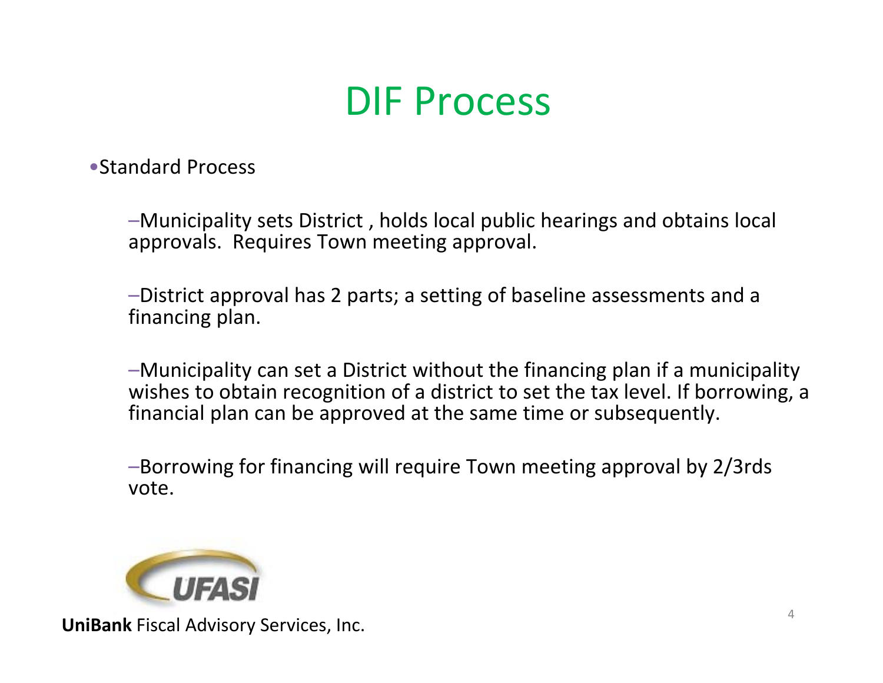# DIF Process

- Standard Process
  - Municipality sets District , holds local public hearings and obtains local approvals. Requires Town meeting approval.
  - District approval has 2 parts; a setting of baseline assessments and a financing plan.
  - Municipality can set a District without the financing plan if a municipality wishes to obtain recognition of a district to set the tax level. If borrowing, a financial plan can be approved at the same time or subsequently.
  - Borrowing for financing will require Town meeting approval by 2/3rds vote.

UFASI

**UniBank** Fiscal Advisory Services, Inc.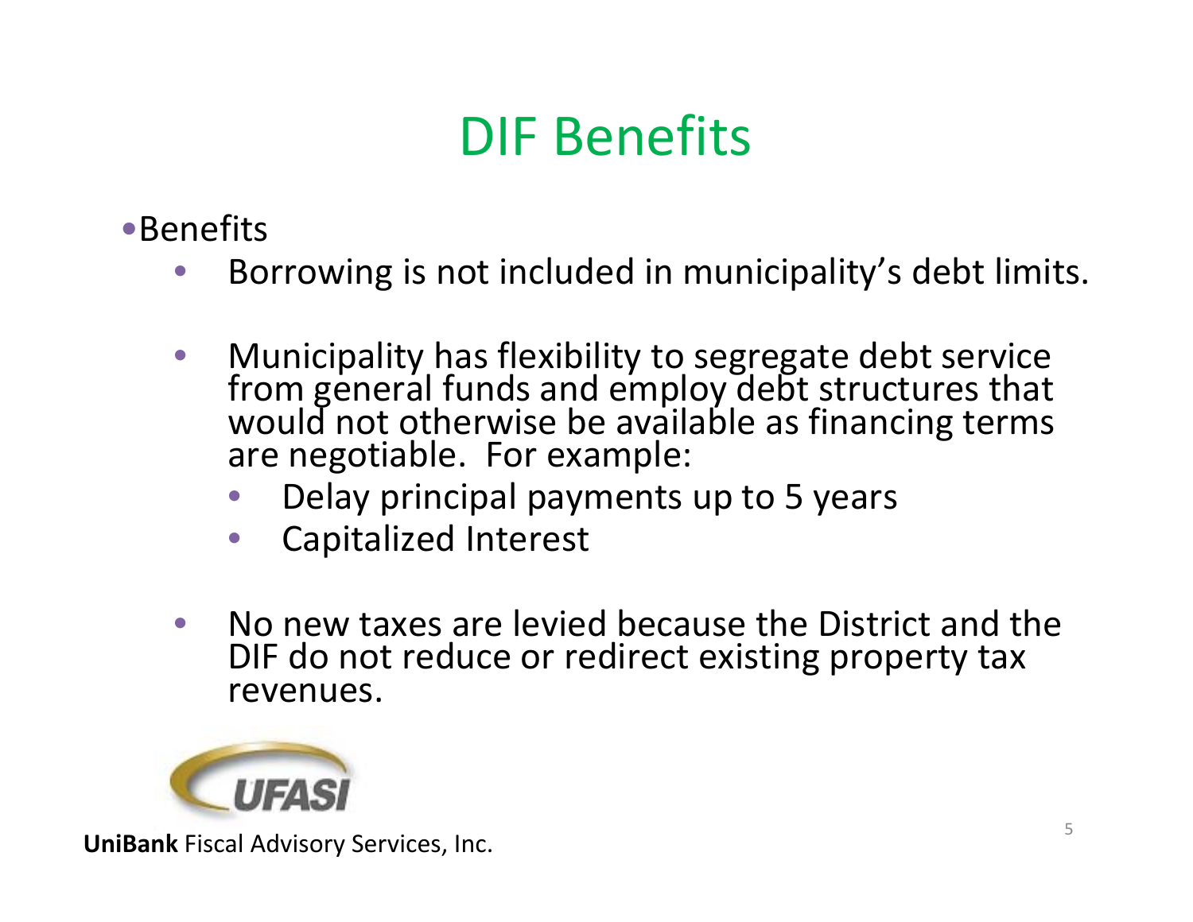# DIF Benefits

- Benefits
  - Borrowing is not included in municipality's debt limits.
  - Municipality has flexibility to segregate debt service from general funds and employ debt structures that would not otherwise be available as financing terms are negotiable. For example:
    - Delay principal payments up to 5 years
    - Capitalized Interest
  - No new taxes are levied because the District and the DIF do not reduce or redirect existing property tax revenues.

**UniBank** Fiscal Advisory Services, Inc.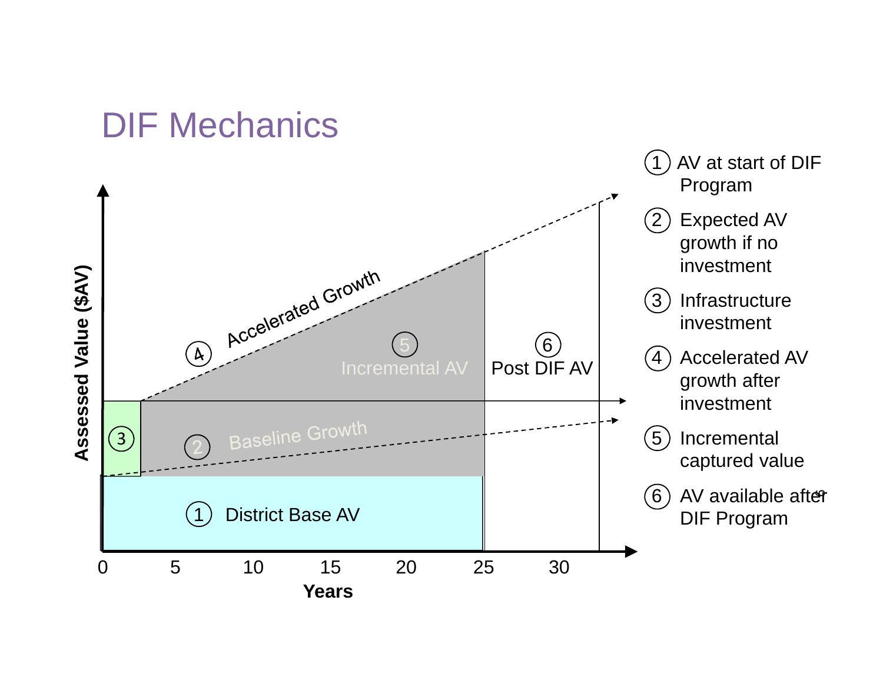# DIF Mechanics

Assessed Value ($AV)

4 Accelerated Growth

5 Incremental AV

6 Post DIF AV

3

2 Baseline Growth

1 District Base AV

0 5 10 15 20 25 30

Years

1. AV at start of DIF Program
2. Expected AV growth if no investment
3. Infrastructure investment
4. Accelerated AV growth after investment
5. Incremental captured value
6. AV available after DIF Program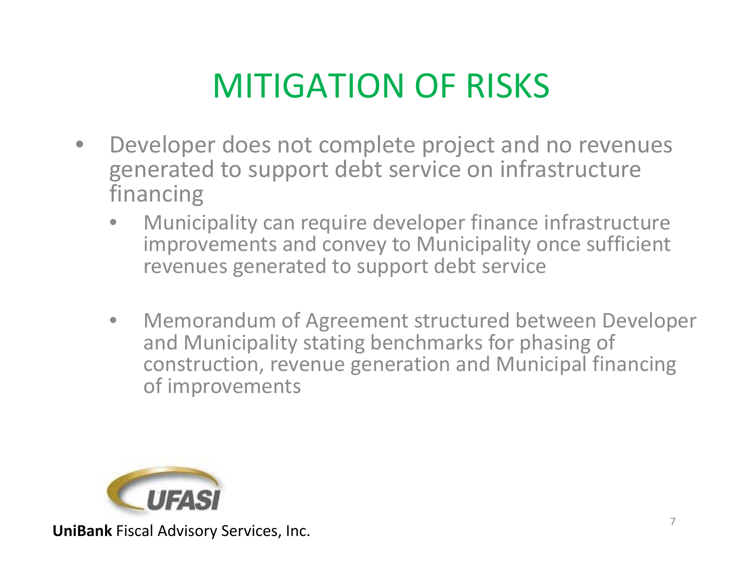# MITIGATION OF RISKS

- Developer does not complete project and no revenues generated to support debt service on infrastructure financing
  - Municipality can require developer finance infrastructure improvements and convey to Municipality once sufficient revenues generated to support debt service
  - Memorandum of Agreement structured between Developer and Municipality stating benchmarks for phasing of construction, revenue generation and Municipal financing of improvements

UFASI

**UniBank** Fiscal Advisory Services, Inc.